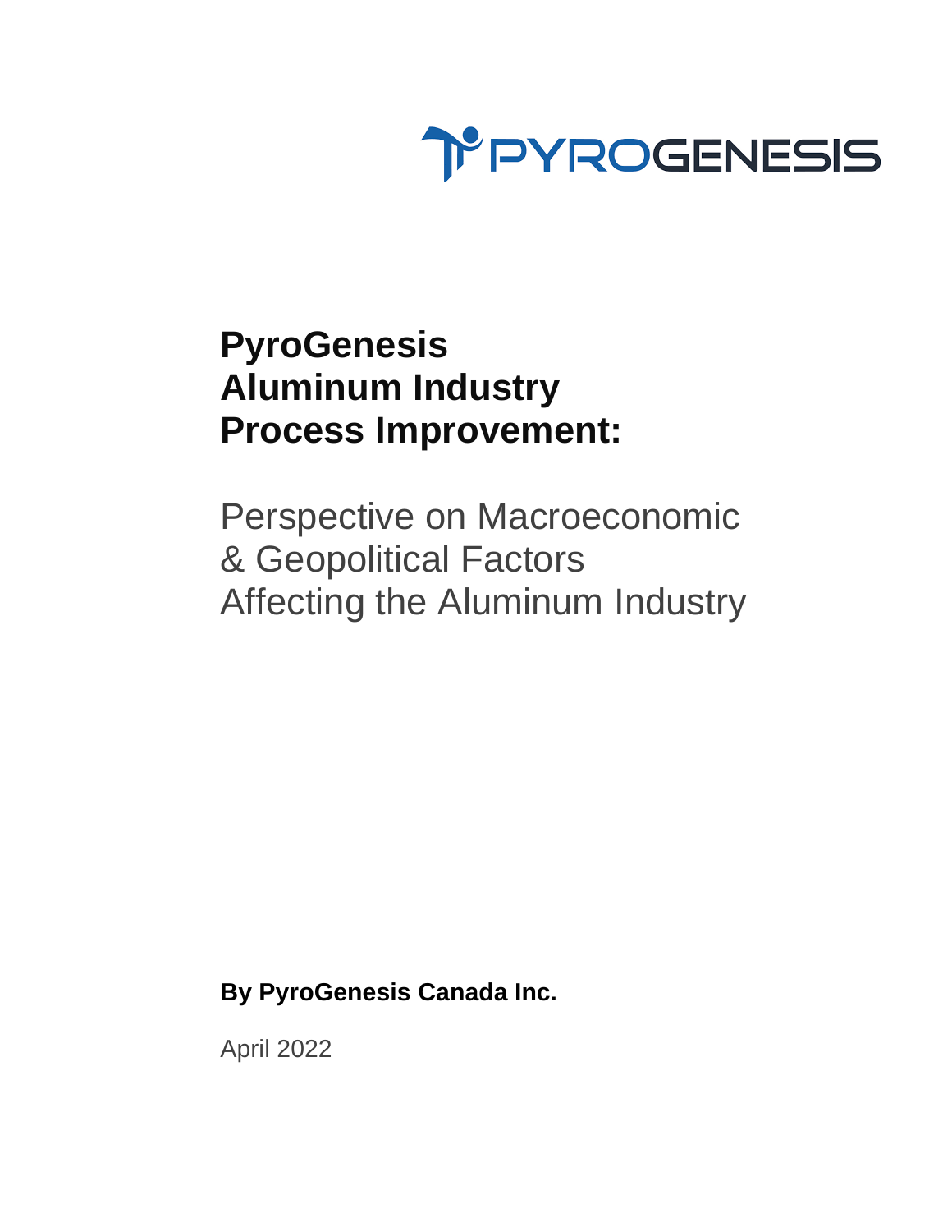PYROGENESIS

# PyroGenesis Aluminum Industry Process Improvement:

## Perspective on Macroeconomic & Geopolitical Factors Affecting the Aluminum Industry

**By PyroGenesis Canada Inc.**

April 2022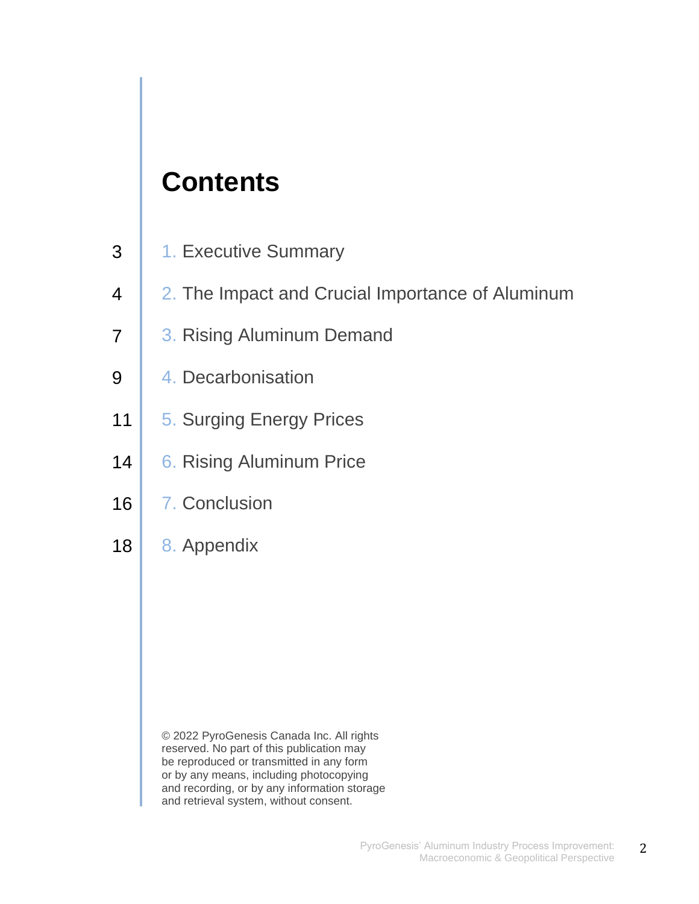# Contents

3 1. Executive Summary

4 2. The Impact and Crucial Importance of Aluminum

7 3. Rising Aluminum Demand

9 4. Decarbonisation

11 5. Surging Energy Prices

14 6. Rising Aluminum Price

16 7. Conclusion

18 8. Appendix

© 2022 PyroGenesis Canada Inc. All rights reserved. No part of this publication may be reproduced or transmitted in any form or by any means, including photocopying and recording, or by any information storage and retrieval system, without consent.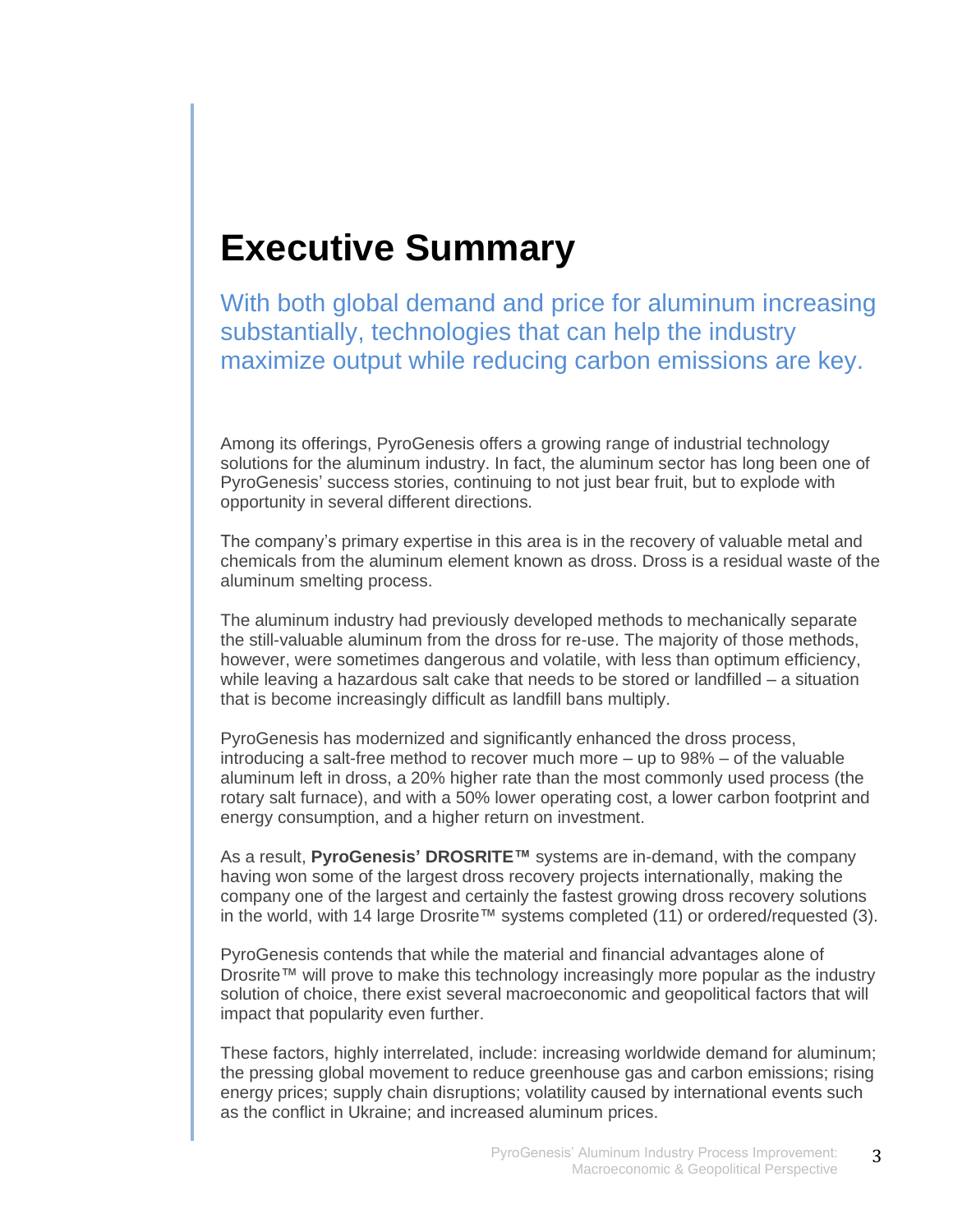# Executive Summary

With both global demand and price for aluminum increasing substantially, technologies that can help the industry maximize output while reducing carbon emissions are key.

Among its offerings, PyroGenesis offers a growing range of industrial technology solutions for the aluminum industry. In fact, the aluminum sector has long been one of PyroGenesis' success stories, continuing to not just bear fruit, but to explode with opportunity in several different directions.

The company's primary expertise in this area is in the recovery of valuable metal and chemicals from the aluminum element known as dross. Dross is a residual waste of the aluminum smelting process.

The aluminum industry had previously developed methods to mechanically separate the still-valuable aluminum from the dross for re-use. The majority of those methods, however, were sometimes dangerous and volatile, with less than optimum efficiency, while leaving a hazardous salt cake that needs to be stored or landfilled – a situation that is become increasingly difficult as landfill bans multiply.

PyroGenesis has modernized and significantly enhanced the dross process, introducing a salt-free method to recover much more – up to 98% – of the valuable aluminum left in dross, a 20% higher rate than the most commonly used process (the rotary salt furnace), and with a 50% lower operating cost, a lower carbon footprint and energy consumption, and a higher return on investment.

As a result, **PyroGenesis' DROSRITE™** systems are in-demand, with the company having won some of the largest dross recovery projects internationally, making the company one of the largest and certainly the fastest growing dross recovery solutions in the world, with 14 large Drosrite™ systems completed (11) or ordered/requested (3).

PyroGenesis contends that while the material and financial advantages alone of Drosrite™ will prove to make this technology increasingly more popular as the industry solution of choice, there exist several macroeconomic and geopolitical factors that will impact that popularity even further.

These factors, highly interrelated, include: increasing worldwide demand for aluminum; the pressing global movement to reduce greenhouse gas and carbon emissions; rising energy prices; supply chain disruptions; volatility caused by international events such as the conflict in Ukraine; and increased aluminum prices.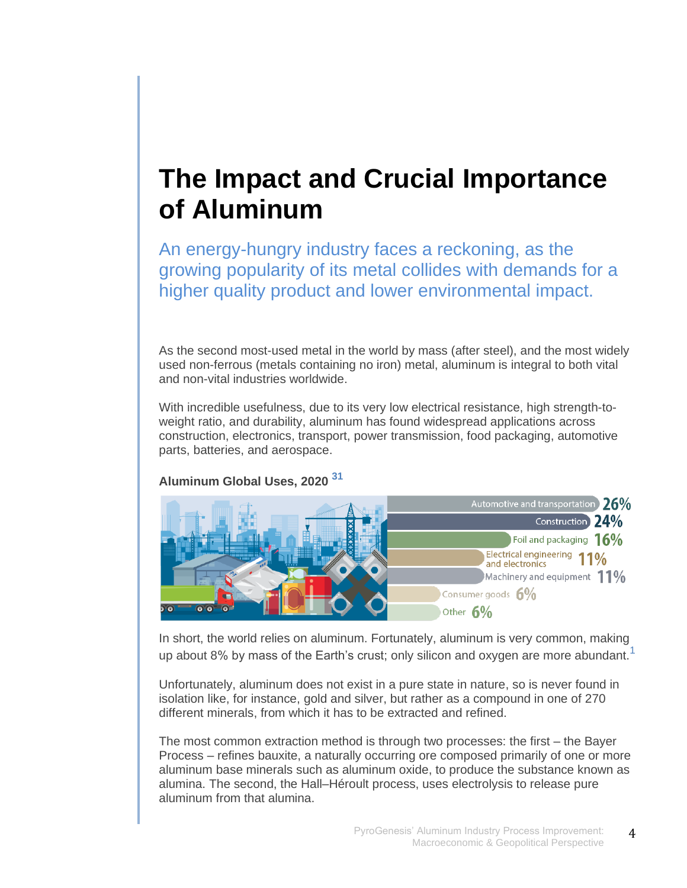# The Impact and Crucial Importance of Aluminum

An energy-hungry industry faces a reckoning, as the growing popularity of its metal collides with demands for a higher quality product and lower environmental impact.

As the second most-used metal in the world by mass (after steel), and the most widely used non-ferrous (metals containing no iron) metal, aluminum is integral to both vital and non-vital industries worldwide.

With incredible usefulness, due to its very low electrical resistance, high strength-to-weight ratio, and durability, aluminum has found widespread applications across construction, electronics, transport, power transmission, food packaging, automotive parts, batteries, and aerospace.

**Aluminum Global Uses, 2020** [31]

Automotive and transportation 26%
Construction 24%
Foil and packaging 16%
Electrical engineering and electronics 11%
Machinery and equipment 11%
Consumer goods 6%
Other 6%

In short, the world relies on aluminum. Fortunately, aluminum is very common, making up about 8% by mass of the Earth's crust; only silicon and oxygen are more abundant.[1]

Unfortunately, aluminum does not exist in a pure state in nature, so is never found in isolation like, for instance, gold and silver, but rather as a compound in one of 270 different minerals, from which it has to be extracted and refined.

The most common extraction method is through two processes: the first – the Bayer Process – refines bauxite, a naturally occurring ore composed primarily of one or more aluminum base minerals such as aluminum oxide, to produce the substance known as alumina. The second, the Hall–Héroult process, uses electrolysis to release pure aluminum from that alumina.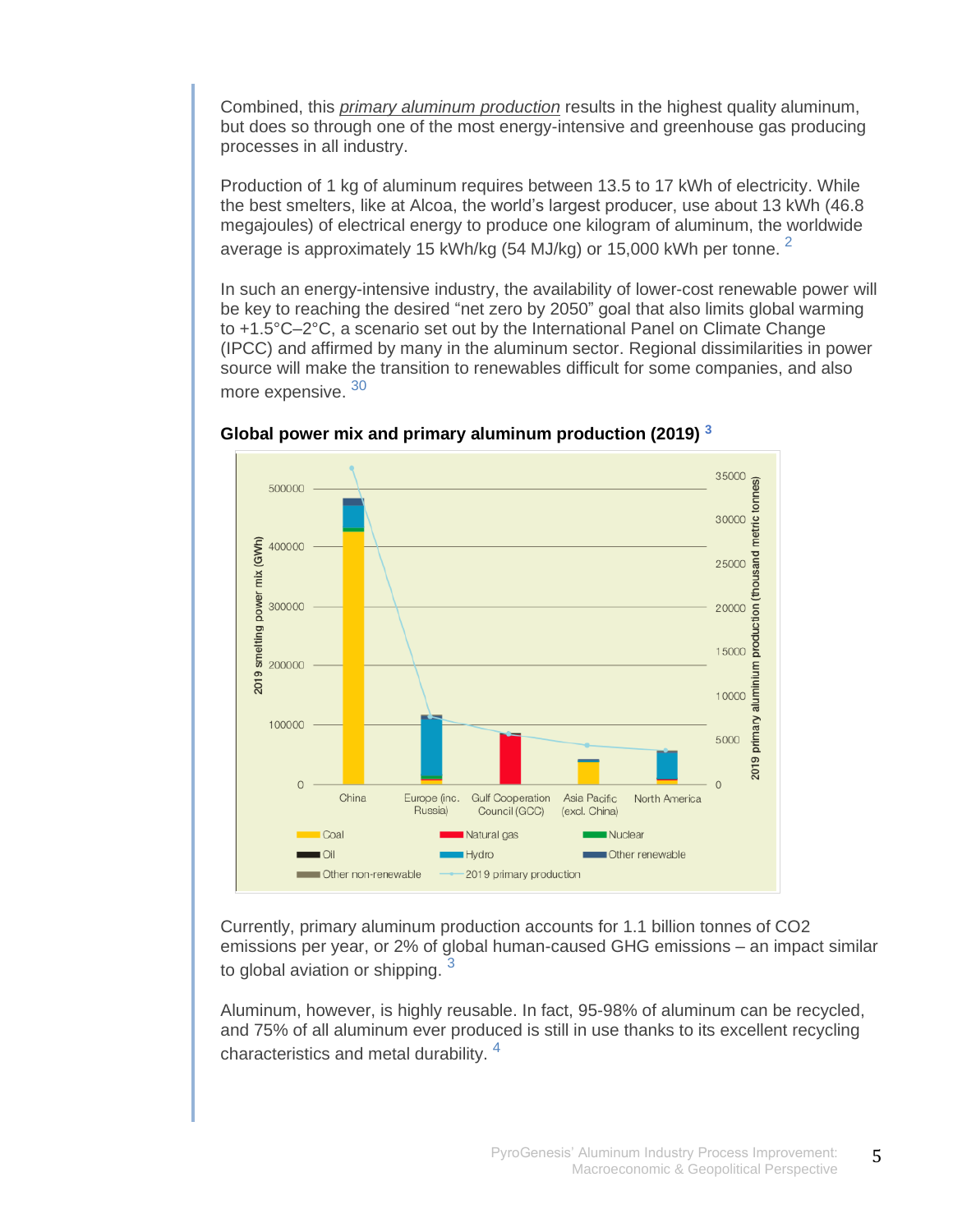Combined, this *primary aluminum production* results in the highest quality aluminum, but does so through one of the most energy-intensive and greenhouse gas producing processes in all industry.

Production of 1 kg of aluminum requires between 13.5 to 17 kWh of electricity. While the best smelters, like at Alcoa, the world's largest producer, use about 13 kWh (46.8 megajoules) of electrical energy to produce one kilogram of aluminum, the worldwide average is approximately 15 kWh/kg (54 MJ/kg) or 15,000 kWh per tonne. [2]

In such an energy-intensive industry, the availability of lower-cost renewable power will be key to reaching the desired "net zero by 2050" goal that also limits global warming to +1.5°C–2°C, a scenario set out by the International Panel on Climate Change (IPCC) and affirmed by many in the aluminum sector. Regional dissimilarities in power source will make the transition to renewables difficult for some companies, and also more expensive. [30]

**Global power mix and primary aluminum production (2019)** [3]

2019 smelting power mix (GWh)

0
100000
200000
300000
400000
500000

2019 primary aluminium production (thousand metric tonnes)

0
5000
10000
15000
20000
25000
30000
35000

China
Europe (inc. Russia)
Gulf Cooperation Council (GCC)
Asia Pacific (excl. China)
North America

Coal
Natural gas
Nuclear
Oil
Hydro
Other renewable
Other non-renewable
2019 primary production

Currently, primary aluminum production accounts for 1.1 billion tonnes of $CO_2$ emissions per year, or 2% of global human-caused GHG emissions – an impact similar to global aviation or shipping. [3]

Aluminum, however, is highly reusable. In fact, 95-98% of aluminum can be recycled, and 75% of all aluminum ever produced is still in use thanks to its excellent recycling characteristics and metal durability. [4]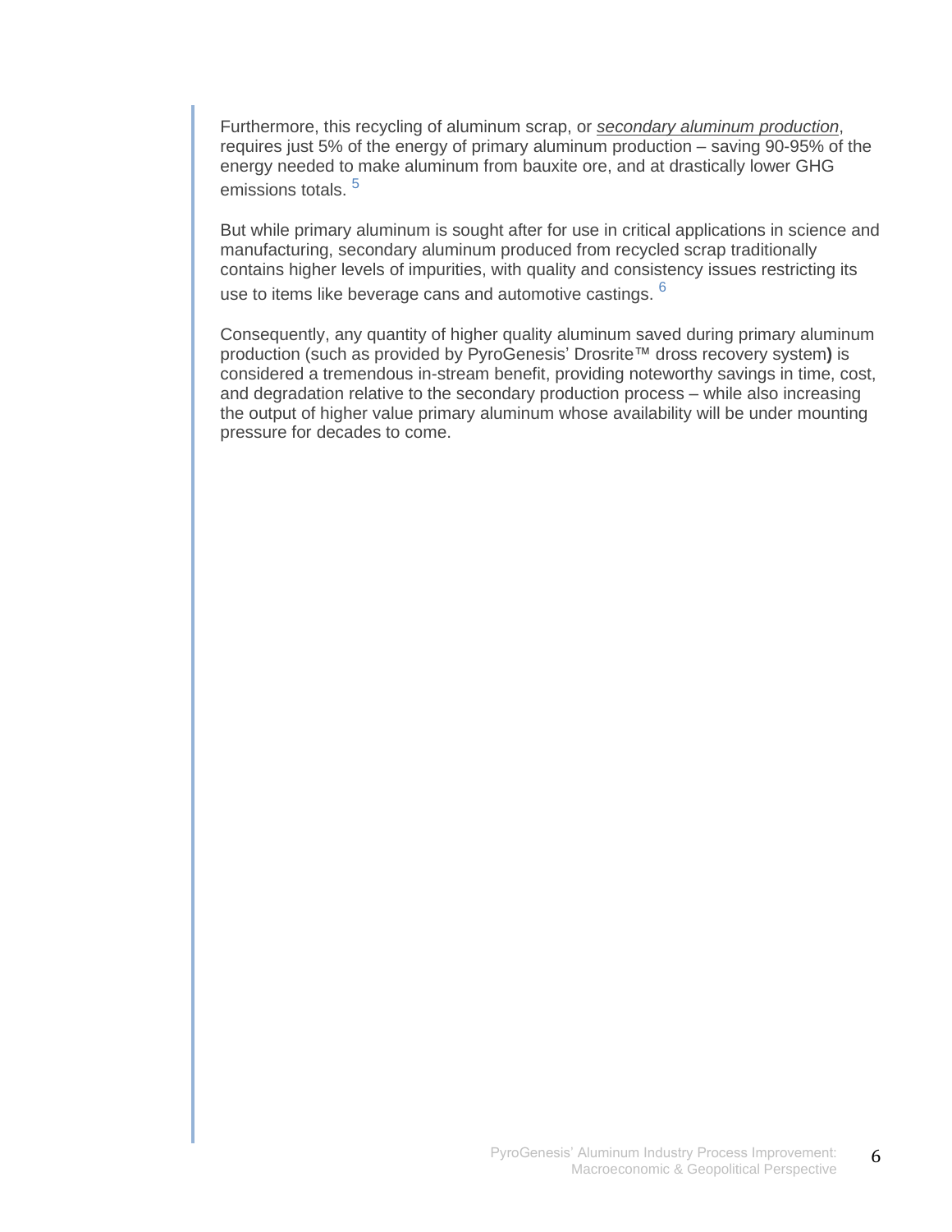Furthermore, this recycling of aluminum scrap, or _**secondary aluminum production**_, requires just 5% of the energy of primary aluminum production – saving 90-95% of the energy needed to make aluminum from bauxite ore, and at drastically lower GHG emissions totals. [5]

But while primary aluminum is sought after for use in critical applications in science and manufacturing, secondary aluminum produced from recycled scrap traditionally contains higher levels of impurities, with quality and consistency issues restricting its use to items like beverage cans and automotive castings. [6]

Consequently, any quantity of higher quality aluminum saved during primary aluminum production (such as provided by PyroGenesis' Drosrite™ dross recovery system) is considered a tremendous in-stream benefit, providing noteworthy savings in time, cost, and degradation relative to the secondary production process – while also increasing the output of higher value primary aluminum whose availability will be under mounting pressure for decades to come.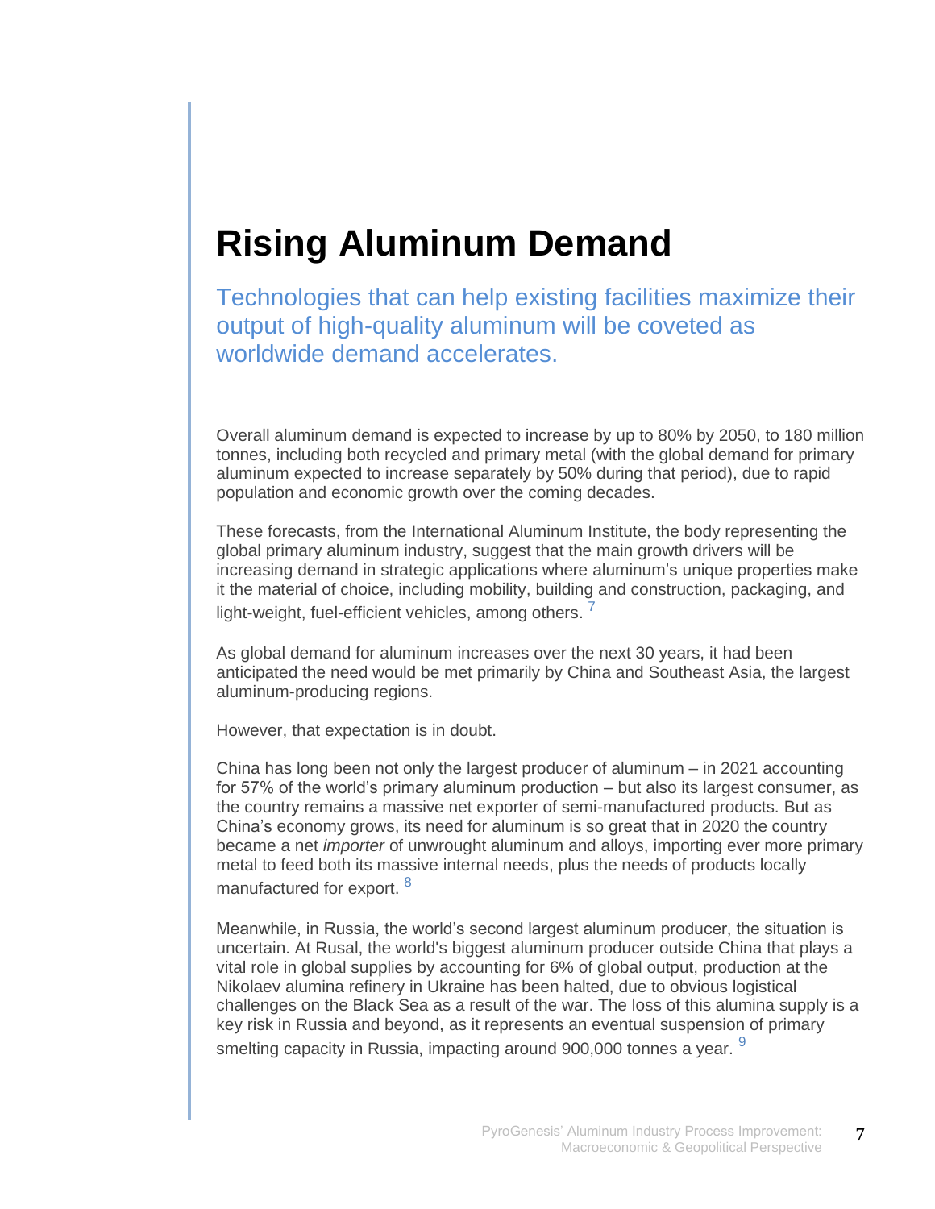# Rising Aluminum Demand

Technologies that can help existing facilities maximize their output of high-quality aluminum will be coveted as worldwide demand accelerates.

Overall aluminum demand is expected to increase by up to 80% by 2050, to 180 million tonnes, including both recycled and primary metal (with the global demand for primary aluminum expected to increase separately by 50% during that period), due to rapid population and economic growth over the coming decades.

These forecasts, from the International Aluminum Institute, the body representing the global primary aluminum industry, suggest that the main growth drivers will be increasing demand in strategic applications where aluminum's unique properties make it the material of choice, including mobility, building and construction, packaging, and light-weight, fuel-efficient vehicles, among others. [7]

As global demand for aluminum increases over the next 30 years, it had been anticipated the need would be met primarily by China and Southeast Asia, the largest aluminum-producing regions.

However, that expectation is in doubt.

China has long been not only the largest producer of aluminum – in 2021 accounting for 57% of the world's primary aluminum production – but also its largest consumer, as the country remains a massive net exporter of semi-manufactured products. But as China's economy grows, its need for aluminum is so great that in 2020 the country became a net *importer* of unwrought aluminum and alloys, importing ever more primary metal to feed both its massive internal needs, plus the needs of products locally manufactured for export. [8]

Meanwhile, in Russia, the world's second largest aluminum producer, the situation is uncertain. At Rusal, the world's biggest aluminum producer outside China that plays a vital role in global supplies by accounting for 6% of global output, production at the Nikolaev alumina refinery in Ukraine has been halted, due to obvious logistical challenges on the Black Sea as a result of the war. The loss of this alumina supply is a key risk in Russia and beyond, as it represents an eventual suspension of primary smelting capacity in Russia, impacting around 900,000 tonnes a year. [9]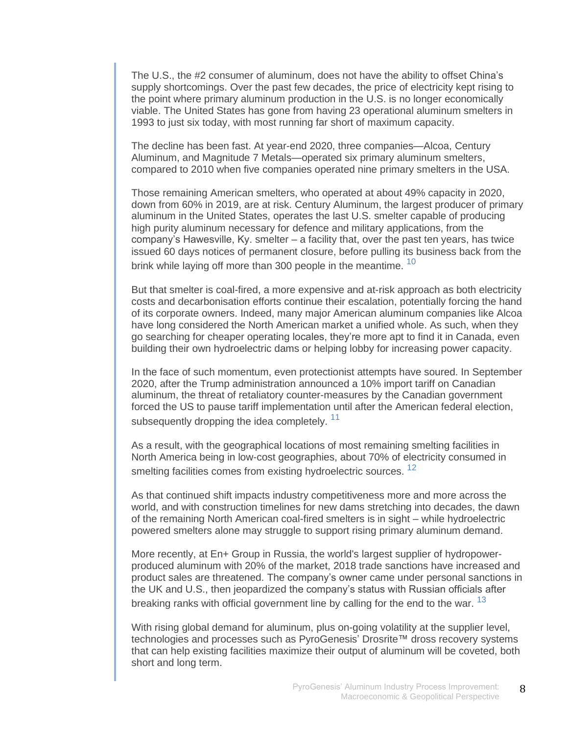The U.S., the #2 consumer of aluminum, does not have the ability to offset China's supply shortcomings. Over the past few decades, the price of electricity kept rising to the point where primary aluminum production in the U.S. is no longer economically viable. The United States has gone from having 23 operational aluminum smelters in 1993 to just six today, with most running far short of maximum capacity.

The decline has been fast. At year-end 2020, three companies—Alcoa, Century Aluminum, and Magnitude 7 Metals—operated six primary aluminum smelters, compared to 2010 when five companies operated nine primary smelters in the USA.

Those remaining American smelters, who operated at about 49% capacity in 2020, down from 60% in 2019, are at risk. Century Aluminum, the largest producer of primary aluminum in the United States, operates the last U.S. smelter capable of producing high purity aluminum necessary for defence and military applications, from the company's Hawesville, Ky. smelter – a facility that, over the past ten years, has twice issued 60 days notices of permanent closure, before pulling its business back from the brink while laying off more than 300 people in the meantime. [10]

But that smelter is coal-fired, a more expensive and at-risk approach as both electricity costs and decarbonisation efforts continue their escalation, potentially forcing the hand of its corporate owners. Indeed, many major American aluminum companies like Alcoa have long considered the North American market a unified whole. As such, when they go searching for cheaper operating locales, they're more apt to find it in Canada, even building their own hydroelectric dams or helping lobby for increasing power capacity.

In the face of such momentum, even protectionist attempts have soured. In September 2020, after the Trump administration announced a 10% import tariff on Canadian aluminum, the threat of retaliatory counter-measures by the Canadian government forced the US to pause tariff implementation until after the American federal election, subsequently dropping the idea completely. [11]

As a result, with the geographical locations of most remaining smelting facilities in North America being in low-cost geographies, about 70% of electricity consumed in smelting facilities comes from existing hydroelectric sources. [12]

As that continued shift impacts industry competitiveness more and more across the world, and with construction timelines for new dams stretching into decades, the dawn of the remaining North American coal-fired smelters is in sight – while hydroelectric powered smelters alone may struggle to support rising primary aluminum demand.

More recently, at En+ Group in Russia, the world's largest supplier of hydropower-produced aluminum with 20% of the market, 2018 trade sanctions have increased and product sales are threatened. The company's owner came under personal sanctions in the UK and U.S., then jeopardized the company's status with Russian officials after breaking ranks with official government line by calling for the end to the war. [13]

With rising global demand for aluminum, plus on-going volatility at the supplier level, technologies and processes such as PyroGenesis' Drosrite™ dross recovery systems that can help existing facilities maximize their output of aluminum will be coveted, both short and long term.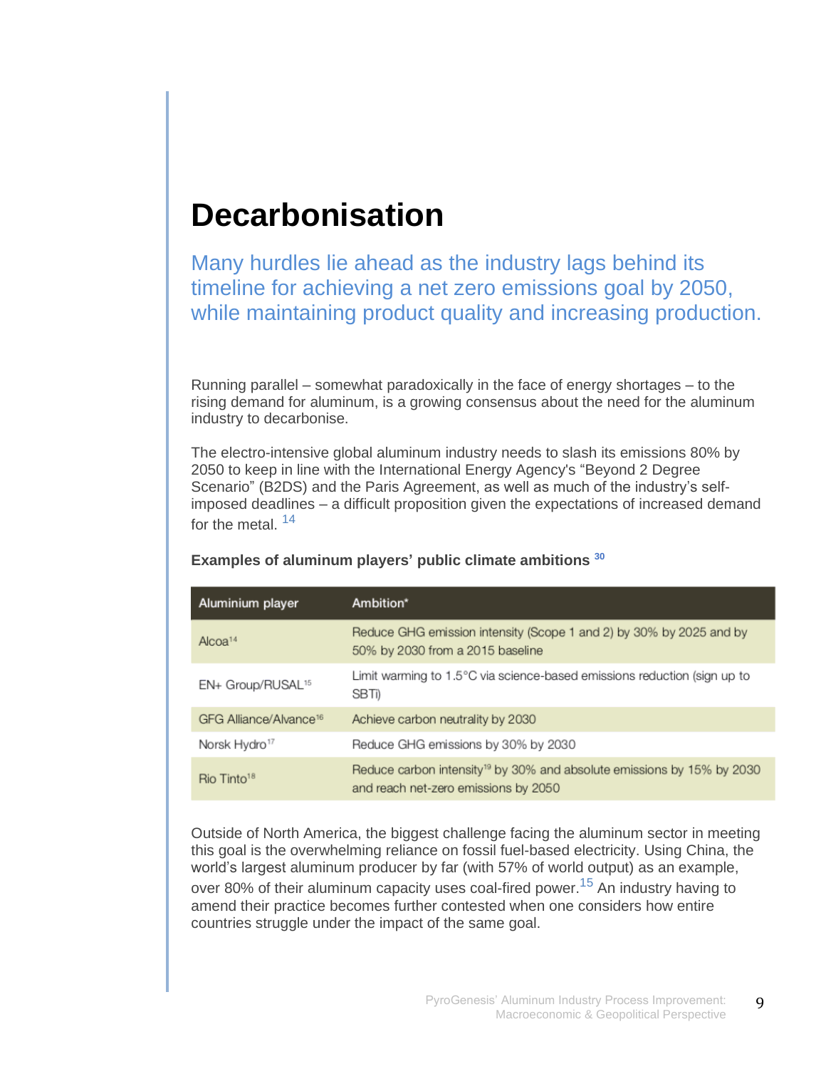# Decarbonisation

Many hurdles lie ahead as the industry lags behind its timeline for achieving a net zero emissions goal by 2050, while maintaining product quality and increasing production.

Running parallel – somewhat paradoxically in the face of energy shortages – to the rising demand for aluminum, is a growing consensus about the need for the aluminum industry to decarbonise.

The electro-intensive global aluminum industry needs to slash its emissions 80% by 2050 to keep in line with the International Energy Agency's "Beyond 2 Degree Scenario" (B2DS) and the Paris Agreement, as well as much of the industry's self-imposed deadlines – a difficult proposition given the expectations of increased demand for the metal. [14]

**Examples of aluminum players' public climate ambitions [30]**

| Aluminium player | Ambition* |
|---|---|
| Alcoa[14] | Reduce GHG emission intensity (Scope 1 and 2) by 30% by 2025 and by 50% by 2030 from a 2015 baseline |
| EN+ Group/RUSAL[15] | Limit warming to 1.5°C via science-based emissions reduction (sign up to SBTi) |
| GFG Alliance/Alvance[16] | Achieve carbon neutrality by 2030 |
| Norsk Hydro[17] | Reduce GHG emissions by 30% by 2030 |
| Rio Tinto[18] | Reduce carbon intensity[19] by 30% and absolute emissions by 15% by 2030 and reach net-zero emissions by 2050 |

Outside of North America, the biggest challenge facing the aluminum sector in meeting this goal is the overwhelming reliance on fossil fuel-based electricity. Using China, the world's largest aluminum producer by far (with 57% of world output) as an example, over 80% of their aluminum capacity uses coal-fired power.[15] An industry having to amend their practice becomes further contested when one considers how entire countries struggle under the impact of the same goal.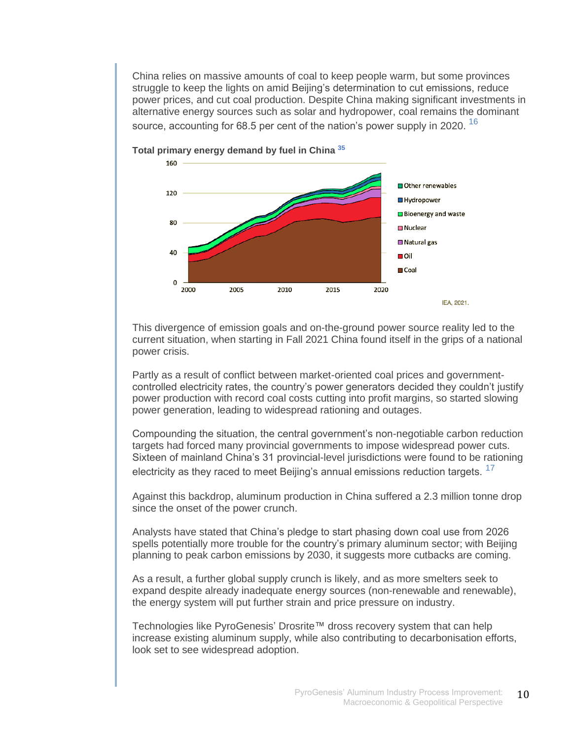China relies on massive amounts of coal to keep people warm, but some provinces struggle to keep the lights on amid Beijing's determination to cut emissions, reduce power prices, and cut coal production. Despite China making significant investments in alternative energy sources such as solar and hydropower, coal remains the dominant source, accounting for 68.5 per cent of the nation's power supply in 2020. [16]

**Total primary energy demand by fuel in China** [35]

160
120
80
40
0
2000
2005
2010
2015
2020

Other renewables
Hydropower
Bioenergy and waste
Nuclear
Natural gas
Oil
Coal

IEA, 2021.

This divergence of emission goals and on-the-ground power source reality led to the current situation, when starting in Fall 2021 China found itself in the grips of a national power crisis.

Partly as a result of conflict between market-oriented coal prices and government-controlled electricity rates, the country's power generators decided they couldn't justify power production with record coal costs cutting into profit margins, so started slowing power generation, leading to widespread rationing and outages.

Compounding the situation, the central government's non-negotiable carbon reduction targets had forced many provincial governments to impose widespread power cuts. Sixteen of mainland China's 31 provincial-level jurisdictions were found to be rationing electricity as they raced to meet Beijing's annual emissions reduction targets. [17]

Against this backdrop, aluminum production in China suffered a 2.3 million tonne drop since the onset of the power crunch.

Analysts have stated that China's pledge to start phasing down coal use from 2026 spells potentially more trouble for the country's primary aluminum sector; with Beijing planning to peak carbon emissions by 2030, it suggests more cutbacks are coming.

As a result, a further global supply crunch is likely, and as more smelters seek to expand despite already inadequate energy sources (non-renewable and renewable), the energy system will put further strain and price pressure on industry.

Technologies like PyroGenesis' Drosrite™ dross recovery system that can help increase existing aluminum supply, while also contributing to decarbonisation efforts, look set to see widespread adoption.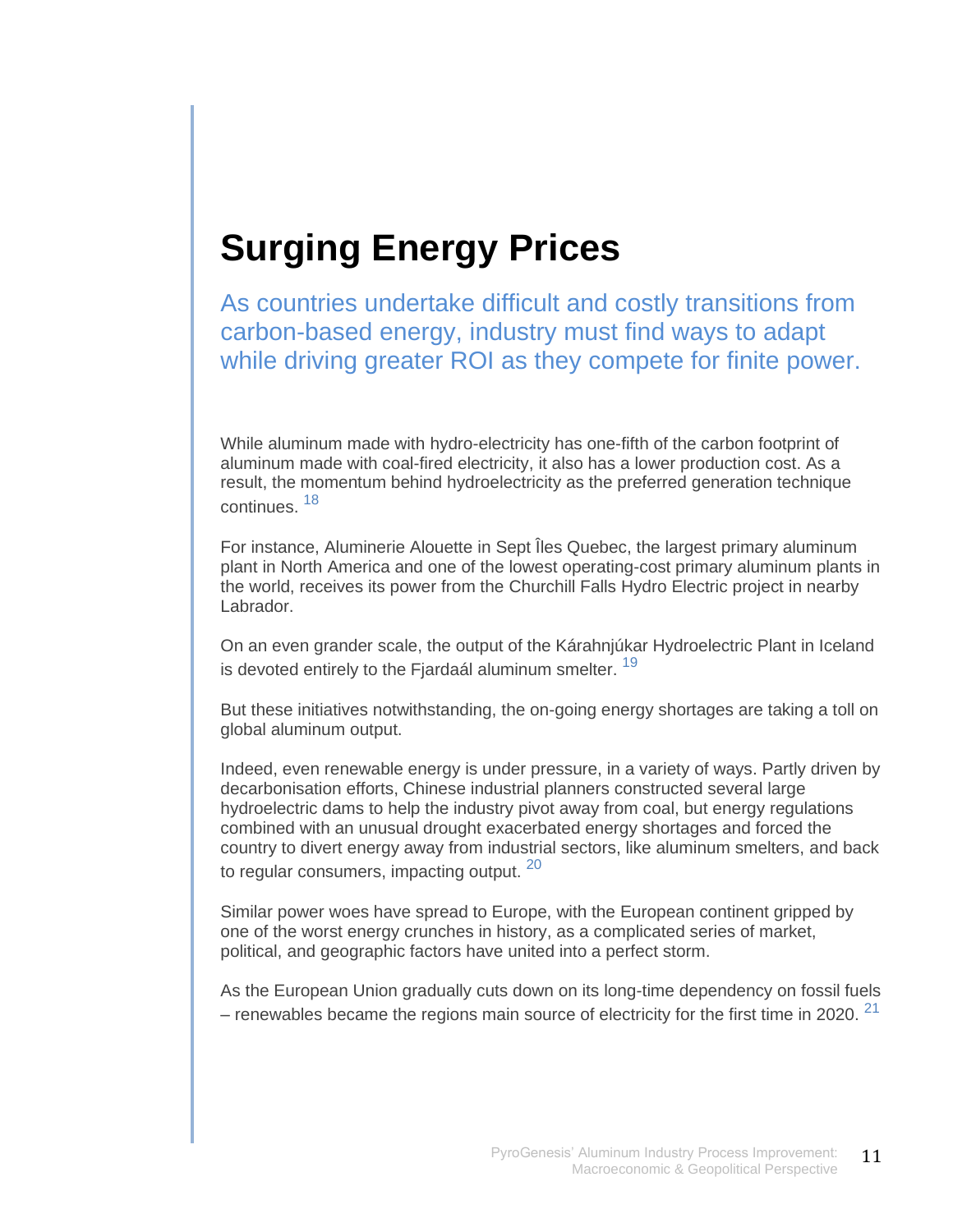# Surging Energy Prices

As countries undertake difficult and costly transitions from carbon-based energy, industry must find ways to adapt while driving greater ROI as they compete for finite power.

While aluminum made with hydro-electricity has one-fifth of the carbon footprint of aluminum made with coal-fired electricity, it also has a lower production cost. As a result, the momentum behind hydroelectricity as the preferred generation technique continues. [18]

For instance, Aluminerie Alouette in Sept Îles Quebec, the largest primary aluminum plant in North America and one of the lowest operating-cost primary aluminum plants in the world, receives its power from the Churchill Falls Hydro Electric project in nearby Labrador.

On an even grander scale, the output of the Kárahnjúkar Hydroelectric Plant in Iceland is devoted entirely to the Fjardaál aluminum smelter. [19]

But these initiatives notwithstanding, the on-going energy shortages are taking a toll on global aluminum output.

Indeed, even renewable energy is under pressure, in a variety of ways. Partly driven by decarbonisation efforts, Chinese industrial planners constructed several large hydroelectric dams to help the industry pivot away from coal, but energy regulations combined with an unusual drought exacerbated energy shortages and forced the country to divert energy away from industrial sectors, like aluminum smelters, and back to regular consumers, impacting output. [20]

Similar power woes have spread to Europe, with the European continent gripped by one of the worst energy crunches in history, as a complicated series of market, political, and geographic factors have united into a perfect storm.

As the European Union gradually cuts down on its long-time dependency on fossil fuels – renewables became the regions main source of electricity for the first time in 2020. [21]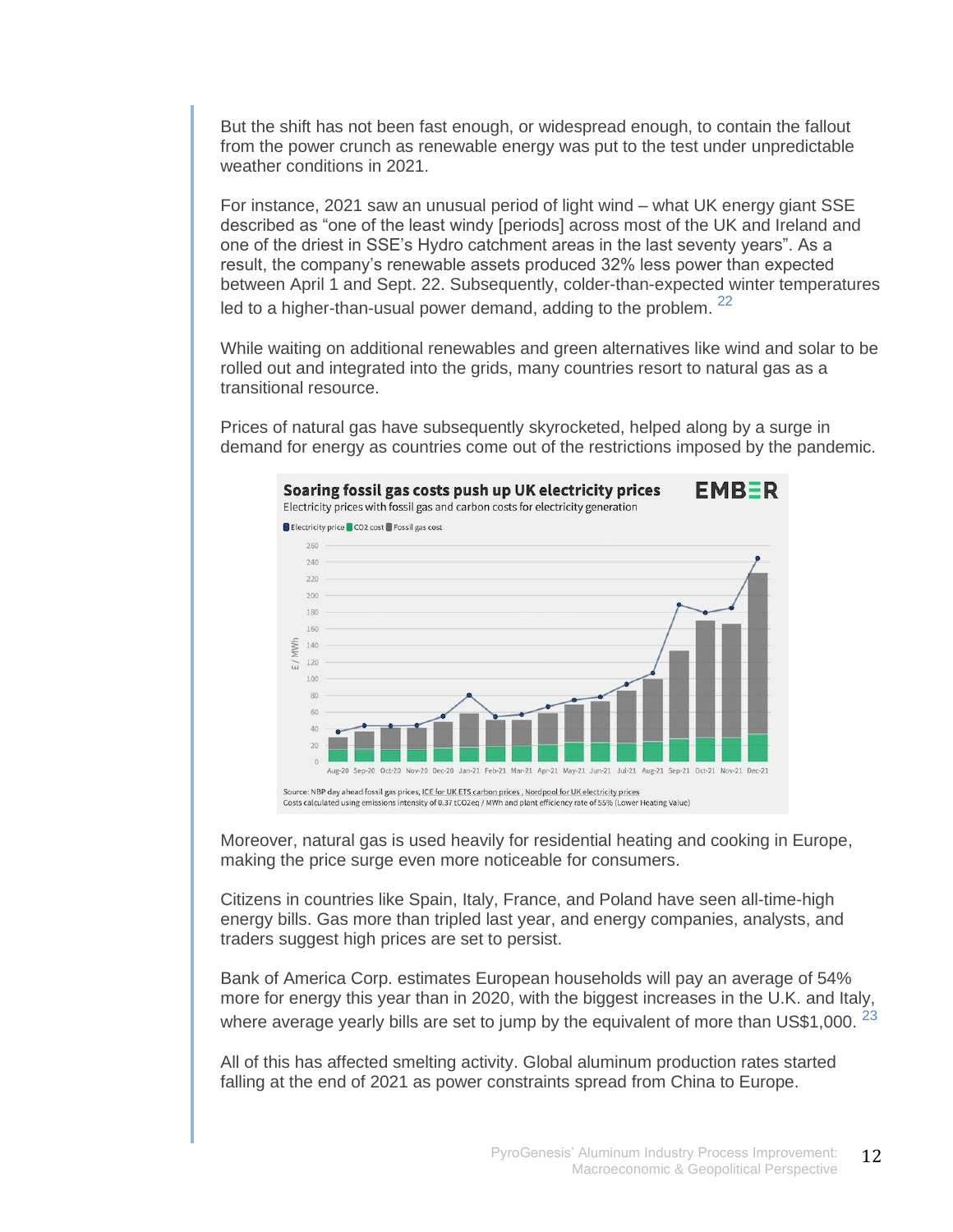But the shift has not been fast enough, or widespread enough, to contain the fallout from the power crunch as renewable energy was put to the test under unpredictable weather conditions in 2021.

For instance, 2021 saw an unusual period of light wind – what UK energy giant SSE described as "one of the least windy [periods] across most of the UK and Ireland and one of the driest in SSE's Hydro catchment areas in the last seventy years". As a result, the company's renewable assets produced 32% less power than expected between April 1 and Sept. 22. Subsequently, colder-than-expected winter temperatures led to a higher-than-usual power demand, adding to the problem. [22]

While waiting on additional renewables and green alternatives like wind and solar to be rolled out and integrated into the grids, many countries resort to natural gas as a transitional resource.

Prices of natural gas have subsequently skyrocketed, helped along by a surge in demand for energy as countries come out of the restrictions imposed by the pandemic.

Soaring fossil gas costs push up UK electricity prices

EMBER

Electricity prices with fossil gas and carbon costs for electricity generation

Electricity price | CO2 cost | Fossil gas cost

£ / MWh

0, 20, 40, 60, 80, 100, 120, 140, 160, 180, 200, 220, 240, 260

Aug-20, Sep-20, Oct-20, Nov-20, Dec-20, Jan-21, Feb-21, Mar-21, Apr-21, May-21, Jun-21, Jul-21, Aug-21, Sep-21, Oct-21, Nov-21, Dec-21

Source: NBP day ahead fossil gas prices, ICE for UK ETS carbon prices, Nordpool for UK electricity prices

Costs calculated using emissions intensity of 0.37 tCO2eq / MWh and plant efficiency rate of 55% (Lower Heating Value)

Moreover, natural gas is used heavily for residential heating and cooking in Europe, making the price surge even more noticeable for consumers.

Citizens in countries like Spain, Italy, France, and Poland have seen all-time-high energy bills. Gas more than tripled last year, and energy companies, analysts, and traders suggest high prices are set to persist.

Bank of America Corp. estimates European households will pay an average of 54% more for energy this year than in 2020, with the biggest increases in the U.K. and Italy, where average yearly bills are set to jump by the equivalent of more than US$1,000. [23]

All of this has affected smelting activity. Global aluminum production rates started falling at the end of 2021 as power constraints spread from China to Europe.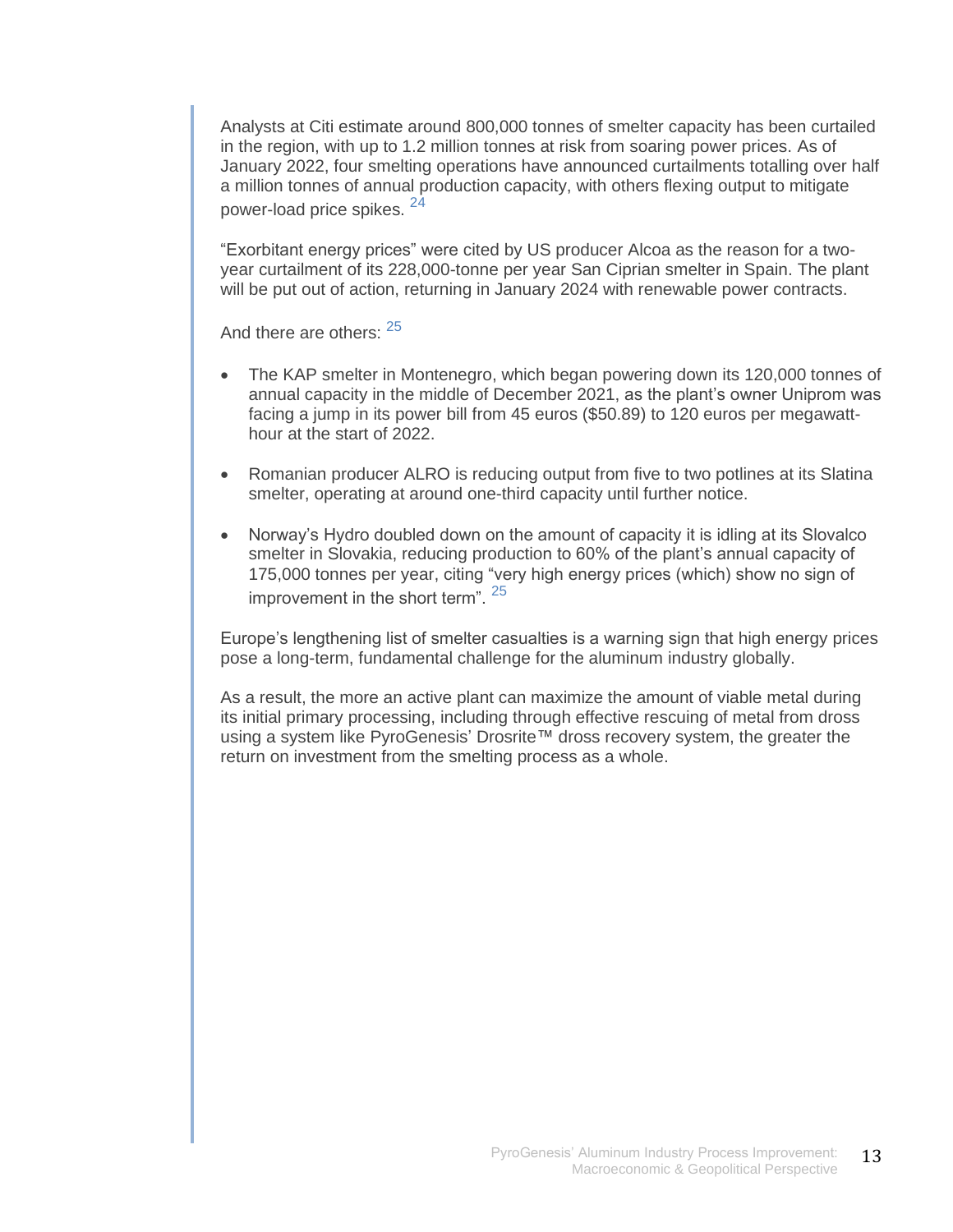Analysts at Citi estimate around 800,000 tonnes of smelter capacity has been curtailed in the region, with up to 1.2 million tonnes at risk from soaring power prices. As of January 2022, four smelting operations have announced curtailments totalling over half a million tonnes of annual production capacity, with others flexing output to mitigate power-load price spikes. [24]

“Exorbitant energy prices” were cited by US producer Alcoa as the reason for a two-year curtailment of its 228,000-tonne per year San Ciprian smelter in Spain. The plant will be put out of action, returning in January 2024 with renewable power contracts.

And there are others: [25]

- The KAP smelter in Montenegro, which began powering down its 120,000 tonnes of annual capacity in the middle of December 2021, as the plant’s owner Uniprom was facing a jump in its power bill from 45 euros ($50.89) to 120 euros per megawatt-hour at the start of 2022.
- Romanian producer ALRO is reducing output from five to two potlines at its Slatina smelter, operating at around one-third capacity until further notice.
- Norway’s Hydro doubled down on the amount of capacity it is idling at its Slovalco smelter in Slovakia, reducing production to 60% of the plant’s annual capacity of 175,000 tonnes per year, citing “very high energy prices (which) show no sign of improvement in the short term”. [25]

Europe’s lengthening list of smelter casualties is a warning sign that high energy prices pose a long-term, fundamental challenge for the aluminum industry globally.

As a result, the more an active plant can maximize the amount of viable metal during its initial primary processing, including through effective rescuing of metal from dross using a system like PyroGenesis’ Drosrite™ dross recovery system, the greater the return on investment from the smelting process as a whole.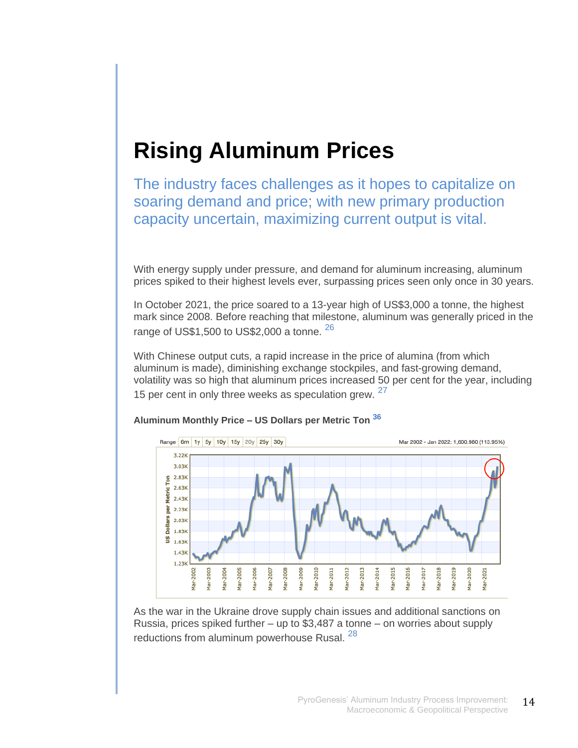# Rising Aluminum Prices

The industry faces challenges as it hopes to capitalize on soaring demand and price; with new primary production capacity uncertain, maximizing current output is vital.

With energy supply under pressure, and demand for aluminum increasing, aluminum prices spiked to their highest levels ever, surpassing prices seen only once in 30 years.

In October 2021, the price soared to a 13-year high of US$3,000 a tonne, the highest mark since 2008. Before reaching that milestone, aluminum was generally priced in the range of US$1,500 to US$2,000 a tonne. [26]

With Chinese output cuts, a rapid increase in the price of alumina (from which aluminum is made), diminishing exchange stockpiles, and fast-growing demand, volatility was so high that aluminum prices increased 50 per cent for the year, including 15 per cent in only three weeks as speculation grew. [27]

**Aluminum Monthly Price – US Dollars per Metric Ton [36]**

Range 6m 1y 5y 10y 15y 20y 25y 30y

Mar 2002 - Jan 2022: 1,600.980 (113.95%)

US Dollars per Metric Ton

3.22K
3.03K
2.83K
2.63K
2.43K
2.23K
2.03K
1.83K
1.63K
1.43K
1.23K

Mar-2002 Mar-2003 Mar-2004 Mar-2005 Mar-2006 Mar-2007 Mar-2008 Mar-2009 Mar-2010 Mar-2011 Mar-2012 Mar-2013 Mar-2014 Mar-2015 Mar-2016 Mar-2017 Mar-2018 Mar-2019 Mar-2020 Mar-2021

As the war in the Ukraine drove supply chain issues and additional sanctions on Russia, prices spiked further – up to $3,487 a tonne – on worries about supply reductions from aluminum powerhouse Rusal. [28]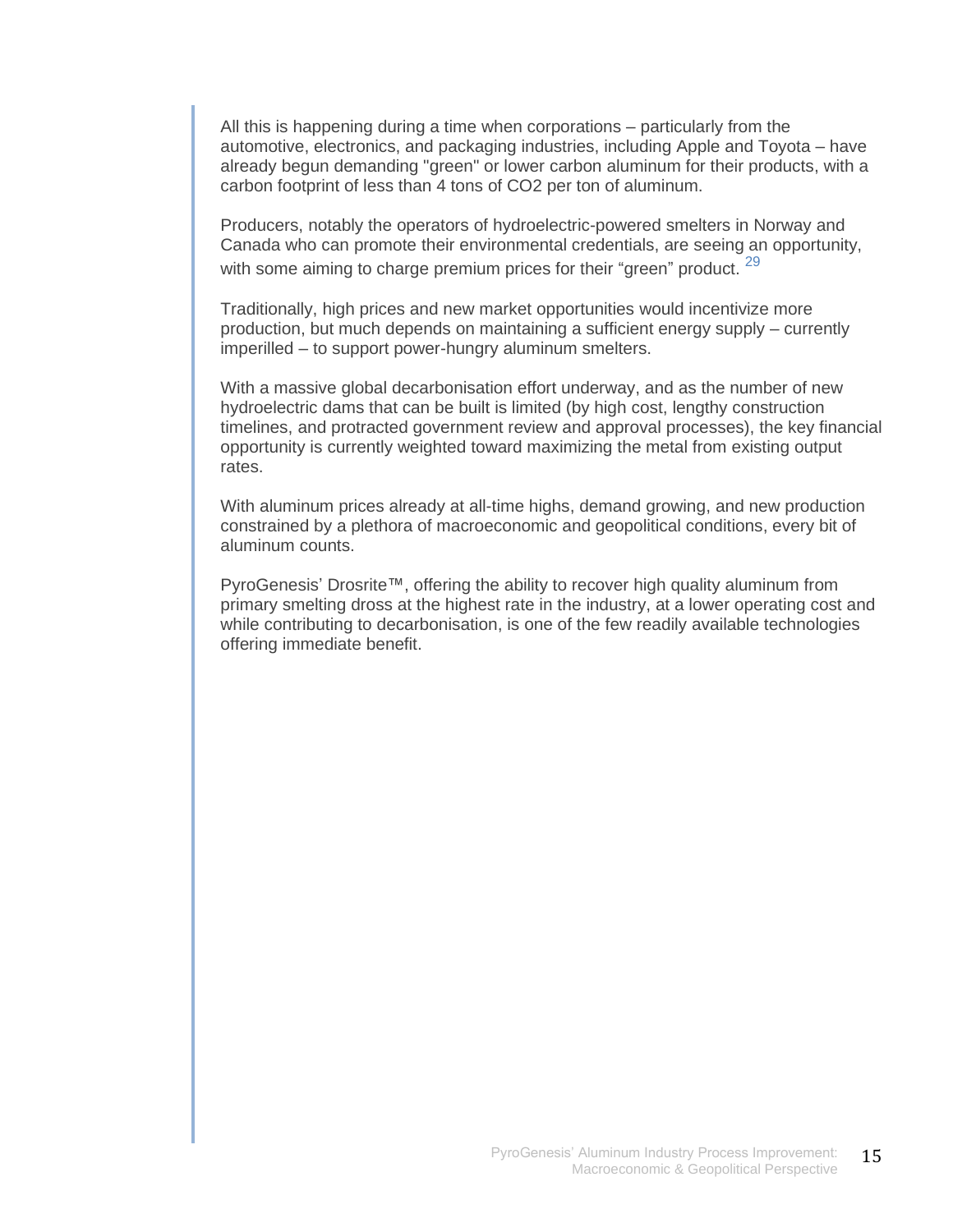All this is happening during a time when corporations – particularly from the automotive, electronics, and packaging industries, including Apple and Toyota – have already begun demanding "green" or lower carbon aluminum for their products, with a carbon footprint of less than 4 tons of $CO_2$ per ton of aluminum.

Producers, notably the operators of hydroelectric-powered smelters in Norway and Canada who can promote their environmental credentials, are seeing an opportunity, with some aiming to charge premium prices for their “green” product. [29]

Traditionally, high prices and new market opportunities would incentivize more production, but much depends on maintaining a sufficient energy supply – currently imperilled – to support power-hungry aluminum smelters.

With a massive global decarbonisation effort underway, and as the number of new hydroelectric dams that can be built is limited (by high cost, lengthy construction timelines, and protracted government review and approval processes), the key financial opportunity is currently weighted toward maximizing the metal from existing output rates.

With aluminum prices already at all-time highs, demand growing, and new production constrained by a plethora of macroeconomic and geopolitical conditions, every bit of aluminum counts.

PyroGenesis’ Drosrite™, offering the ability to recover high quality aluminum from primary smelting dross at the highest rate in the industry, at a lower operating cost and while contributing to decarbonisation, is one of the few readily available technologies offering immediate benefit.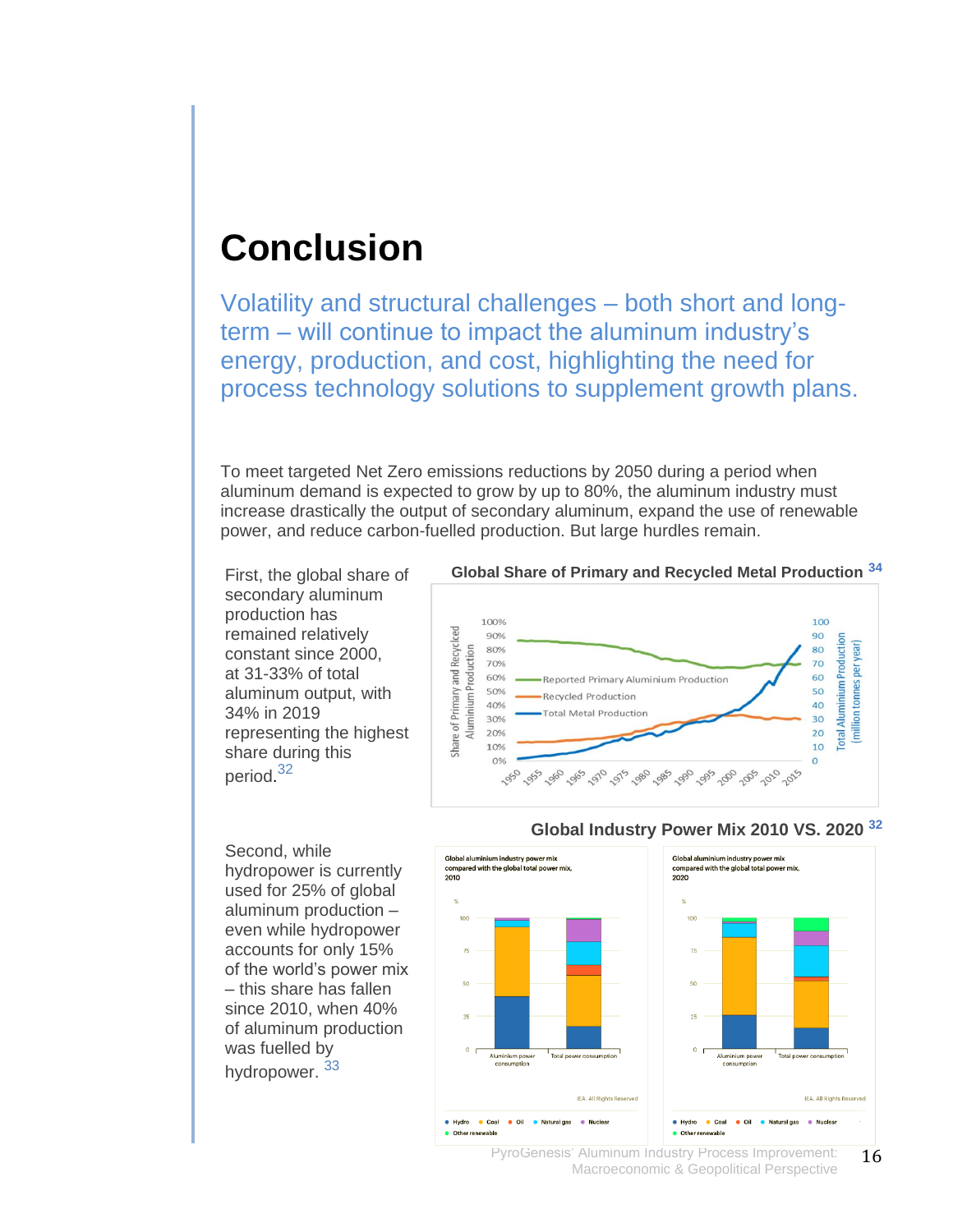# Conclusion

Volatility and structural challenges – both short and long-term – will continue to impact the aluminum industry's energy, production, and cost, highlighting the need for process technology solutions to supplement growth plans.

To meet targeted Net Zero emissions reductions by 2050 during a period when aluminum demand is expected to grow by up to 80%, the aluminum industry must increase drastically the output of secondary aluminum, expand the use of renewable power, and reduce carbon-fuelled production. But large hurdles remain.

First, the global share of secondary aluminum production has remained relatively constant since 2000, at 31-33% of total aluminum output, with 34% in 2019 representing the highest share during this period.[32]

**Global Share of Primary and Recycled Metal Production** [34]

Share of Primary and Recycled Aluminium Production
100%
90%
80%
70%
60%
50%
40%
30%
20%
10%
0%

Reported Primary Aluminium Production
Recycled Production
Total Metal Production

1950 1955 1960 1965 1970 1975 1980 1985 1990 1995 2000 2005 2010 2015

Total Aluminium Production (million tonnes per year)
100
90
80
70
60
50
40
30
20
10
0

Second, while hydropower is currently used for 25% of global aluminum production – even while hydropower accounts for only 15% of the world's power mix – this share has fallen since 2010, when 40% of aluminum production was fuelled by hydropower.[33]

**Global Industry Power Mix 2010 VS. 2020** [32]

Global aluminium industry power mix compared with the global total power mix, 2010

%
100
75
50
25
0

Aluminium power consumption
Total power consumption

IEA. All Rights Reserved

Hydro Coal Oil Natural gas Nuclear
Other renewable

Global aluminium industry power mix compared with the global total power mix, 2020

%
100
75
50
25
0

Aluminium power consumption
Total power consumption

IEA. All Rights Reserved

Hydro Coal Oil Natural gas Nuclear
Other renewable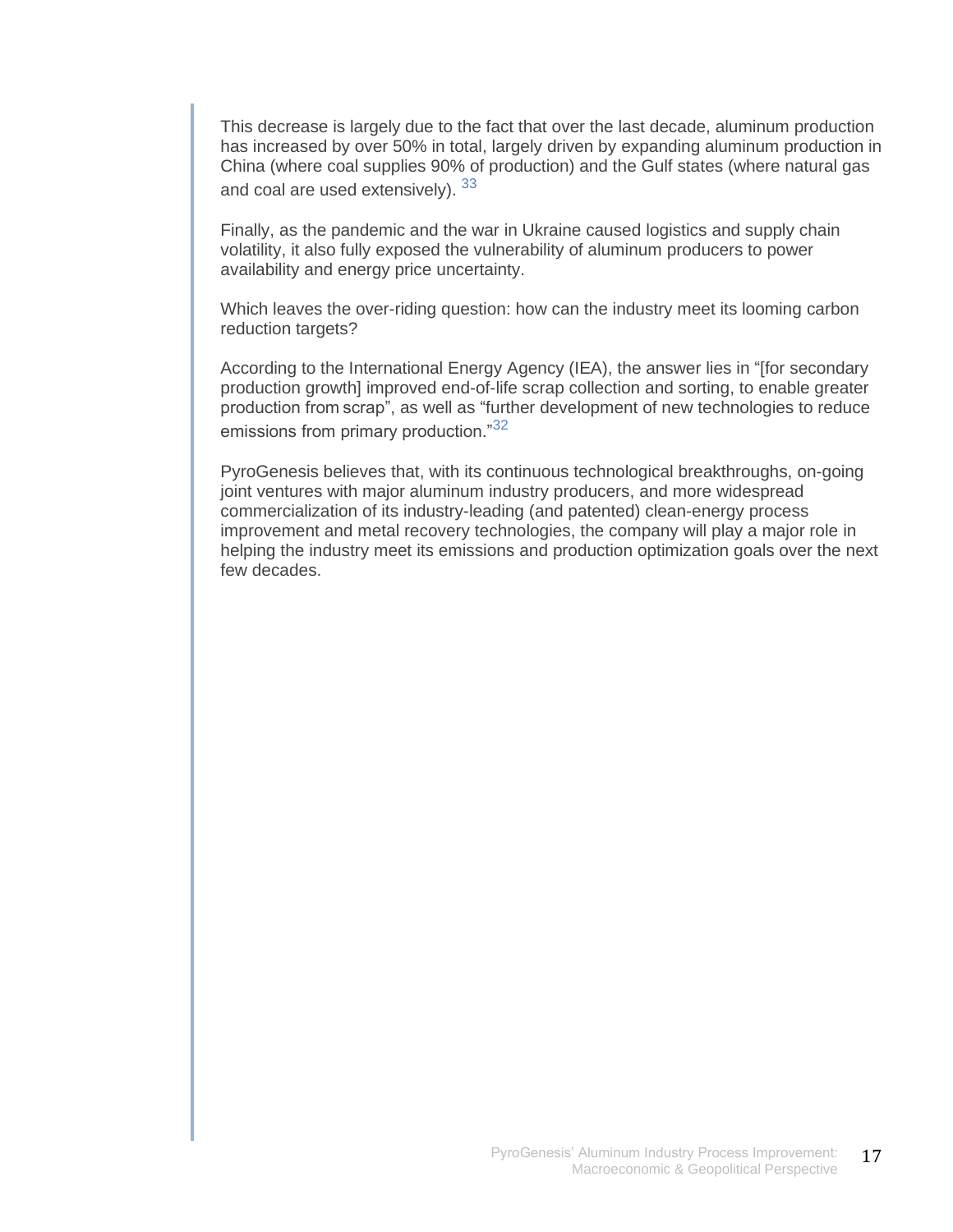This decrease is largely due to the fact that over the last decade, aluminum production has increased by over 50% in total, largely driven by expanding aluminum production in China (where coal supplies 90% of production) and the Gulf states (where natural gas and coal are used extensively). [33]

Finally, as the pandemic and the war in Ukraine caused logistics and supply chain volatility, it also fully exposed the vulnerability of aluminum producers to power availability and energy price uncertainty.

Which leaves the over-riding question: how can the industry meet its looming carbon reduction targets?

According to the International Energy Agency (IEA), the answer lies in "[for secondary production growth] improved end-of-life scrap collection and sorting, to enable greater production from scrap", as well as "further development of new technologies to reduce emissions from primary production."[32]

PyroGenesis believes that, with its continuous technological breakthroughs, on-going joint ventures with major aluminum industry producers, and more widespread commercialization of its industry-leading (and patented) clean-energy process improvement and metal recovery technologies, the company will play a major role in helping the industry meet its emissions and production optimization goals over the next few decades.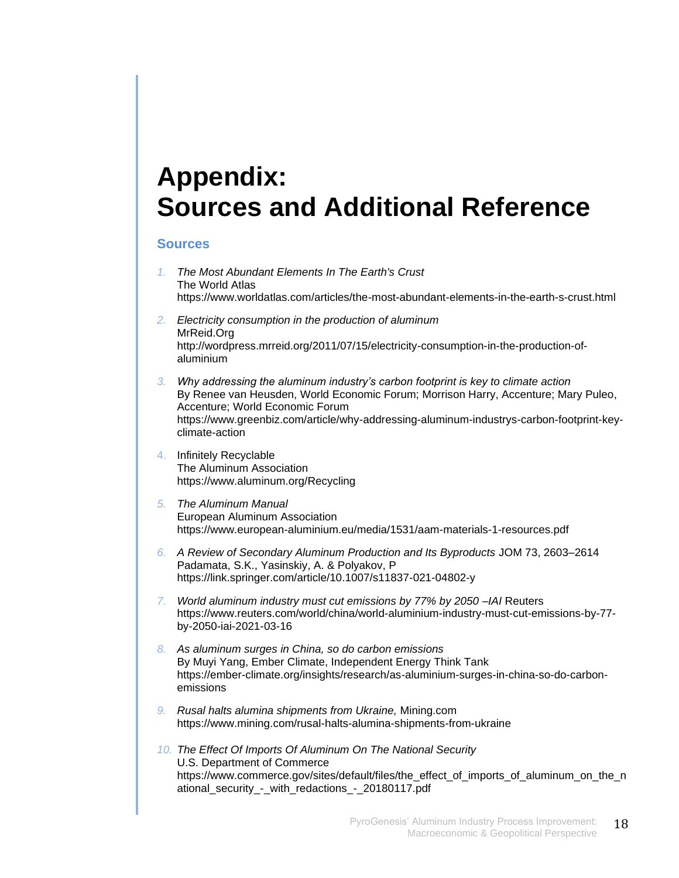# Appendix: Sources and Additional Reference

## Sources

1. *The Most Abundant Elements In The Earth's Crust*
   The World Atlas
   https://www.worldatlas.com/articles/the-most-abundant-elements-in-the-earth-s-crust.html

2. *Electricity consumption in the production of aluminum*
   MrReid.Org
   http://wordpress.mrreid.org/2011/07/15/electricity-consumption-in-the-production-of-aluminium

3. *Why addressing the aluminum industry's carbon footprint is key to climate action*
   By Renee van Heusden, World Economic Forum; Morrison Harry, Accenture; Mary Puleo, Accenture; World Economic Forum
   https://www.greenbiz.com/article/why-addressing-aluminum-industrys-carbon-footprint-key-climate-action

4. Infinitely Recyclable
   The Aluminum Association
   https://www.aluminum.org/Recycling

5. *The Aluminum Manual*
   European Aluminum Association
   https://www.european-aluminium.eu/media/1531/aam-materials-1-resources.pdf

6. *A Review of Secondary Aluminum Production and Its Byproducts* JOM 73, 2603–2614
   Padamata, S.K., Yasinskiy, A. & Polyakov, P
   https://link.springer.com/article/10.1007/s11837-021-04802-y

7. *World aluminum industry must cut emissions by 77% by 2050 –IAI* Reuters
   https://www.reuters.com/world/china/world-aluminium-industry-must-cut-emissions-by-77-by-2050-iai-2021-03-16

8. *As aluminum surges in China, so do carbon emissions*
   By Muyi Yang, Ember Climate, Independent Energy Think Tank
   https://ember-climate.org/insights/research/as-aluminium-surges-in-china-so-do-carbon-emissions

9. *Rusal halts alumina shipments from Ukraine,* Mining.com
   https://www.mining.com/rusal-halts-alumina-shipments-from-ukraine

10. *The Effect Of Imports Of Aluminum On The National Security*
    U.S. Department of Commerce
    https://www.commerce.gov/sites/default/files/the_effect_of_imports_of_aluminum_on_the_national_security_-_with_redactions_-_20180117.pdf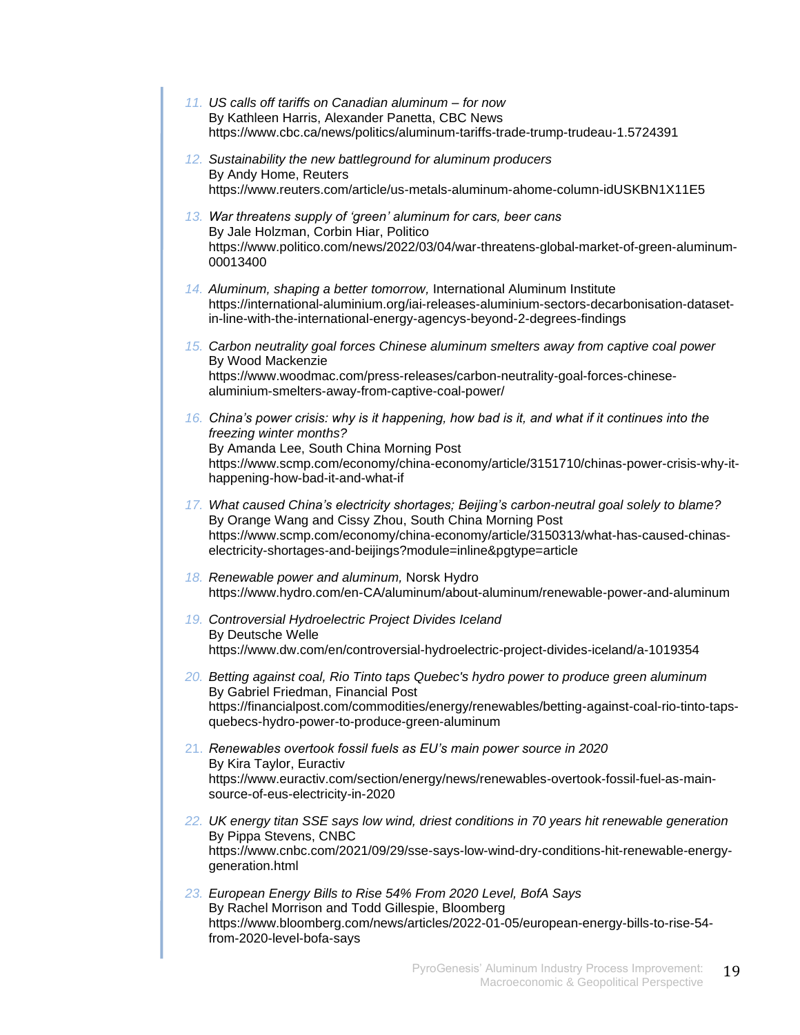11. *US calls off tariffs on Canadian aluminum – for now*
    By Kathleen Harris, Alexander Panetta, CBC News
    https://www.cbc.ca/news/politics/aluminum-tariffs-trade-trump-trudeau-1.5724391

12. *Sustainability the new battleground for aluminum producers*
    By Andy Home, Reuters
    https://www.reuters.com/article/us-metals-aluminum-ahome-column-idUSKBN1X11E5

13. *War threatens supply of 'green' aluminum for cars, beer cans*
    By Jale Holzman, Corbin Hiar, Politico
    https://www.politico.com/news/2022/03/04/war-threatens-global-market-of-green-aluminum-00013400

14. *Aluminum, shaping a better tomorrow,* International Aluminum Institute
    https://international-aluminium.org/iai-releases-aluminium-sectors-decarbonisation-dataset-in-line-with-the-international-energy-agencys-beyond-2-degrees-findings

15. *Carbon neutrality goal forces Chinese aluminum smelters away from captive coal power*
    By Wood Mackenzie
    https://www.woodmac.com/press-releases/carbon-neutrality-goal-forces-chinese-aluminium-smelters-away-from-captive-coal-power/

16. *China's power crisis: why is it happening, how bad is it, and what if it continues into the freezing winter months?*
    By Amanda Lee, South China Morning Post
    https://www.scmp.com/economy/china-economy/article/3151710/chinas-power-crisis-why-it-happening-how-bad-it-and-what-if

17. *What caused China's electricity shortages; Beijing's carbon-neutral goal solely to blame?*
    By Orange Wang and Cissy Zhou, South China Morning Post
    https://www.scmp.com/economy/china-economy/article/3150313/what-has-caused-chinas-electricity-shortages-and-beijings?module=inline&pgtype=article

18. *Renewable power and aluminum,* Norsk Hydro
    https://www.hydro.com/en-CA/aluminum/about-aluminum/renewable-power-and-aluminum

19. *Controversial Hydroelectric Project Divides Iceland*
    By Deutsche Welle
    https://www.dw.com/en/controversial-hydroelectric-project-divides-iceland/a-1019354

20. *Betting against coal, Rio Tinto taps Quebec's hydro power to produce green aluminum*
    By Gabriel Friedman, Financial Post
    https://financialpost.com/commodities/energy/renewables/betting-against-coal-rio-tinto-taps-quebecs-hydro-power-to-produce-green-aluminum

21. *Renewables overtook fossil fuels as EU's main power source in 2020*
    By Kira Taylor, Euractiv
    https://www.euractiv.com/section/energy/news/renewables-overtook-fossil-fuel-as-main-source-of-eus-electricity-in-2020

22. *UK energy titan SSE says low wind, driest conditions in 70 years hit renewable generation*
    By Pippa Stevens, CNBC
    https://www.cnbc.com/2021/09/29/sse-says-low-wind-dry-conditions-hit-renewable-energy-generation.html

23. *European Energy Bills to Rise 54% From 2020 Level, BofA Says*
    By Rachel Morrison and Todd Gillespie, Bloomberg
    https://www.bloomberg.com/news/articles/2022-01-05/european-energy-bills-to-rise-54-from-2020-level-bofa-says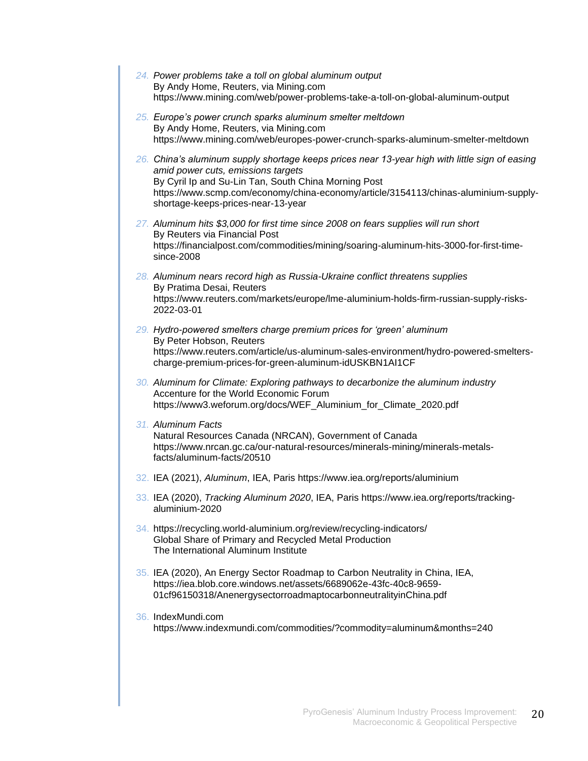24. *Power problems take a toll on global aluminum output*
    By Andy Home, Reuters, via Mining.com
    https://www.mining.com/web/power-problems-take-a-toll-on-global-aluminum-output

25. *Europe's power crunch sparks aluminum smelter meltdown*
    By Andy Home, Reuters, via Mining.com
    https://www.mining.com/web/europes-power-crunch-sparks-aluminum-smelter-meltdown

26. *China's aluminum supply shortage keeps prices near 13-year high with little sign of easing amid power cuts, emissions targets*
    By Cyril Ip and Su-Lin Tan, South China Morning Post
    https://www.scmp.com/economy/china-economy/article/3154113/chinas-aluminium-supply-shortage-keeps-prices-near-13-year

27. *Aluminum hits $3,000 for first time since 2008 on fears supplies will run short*
    By Reuters via Financial Post
    https://financialpost.com/commodities/mining/soaring-aluminum-hits-3000-for-first-time-since-2008

28. *Aluminum nears record high as Russia-Ukraine conflict threatens supplies*
    By Pratima Desai, Reuters
    https://www.reuters.com/markets/europe/lme-aluminium-holds-firm-russian-supply-risks-2022-03-01

29. *Hydro-powered smelters charge premium prices for 'green' aluminum*
    By Peter Hobson, Reuters
    https://www.reuters.com/article/us-aluminum-sales-environment/hydro-powered-smelters-charge-premium-prices-for-green-aluminum-idUSKBN1AI1CF

30. *Aluminum for Climate: Exploring pathways to decarbonize the aluminum industry*
    Accenture for the World Economic Forum
    https://www3.weforum.org/docs/WEF_Aluminium_for_Climate_2020.pdf

31. *Aluminum Facts*
    Natural Resources Canada (NRCAN), Government of Canada
    https://www.nrcan.gc.ca/our-natural-resources/minerals-mining/minerals-metals-facts/aluminum-facts/20510

32. IEA (2021), *Aluminum*, IEA, Paris https://www.iea.org/reports/aluminium

33. IEA (2020), *Tracking Aluminum 2020*, IEA, Paris https://www.iea.org/reports/tracking-aluminium-2020

34. https://recycling.world-aluminium.org/review/recycling-indicators/
    Global Share of Primary and Recycled Metal Production
    The International Aluminum Institute

35. IEA (2020), An Energy Sector Roadmap to Carbon Neutrality in China, IEA,
    https://iea.blob.core.windows.net/assets/6689062e-43fc-40c8-9659-01cf96150318/AnenergysectorroadmaptocarbonneutralityinChina.pdf

36. IndexMundi.com
    https://www.indexmundi.com/commodities/?commodity=aluminum&months=240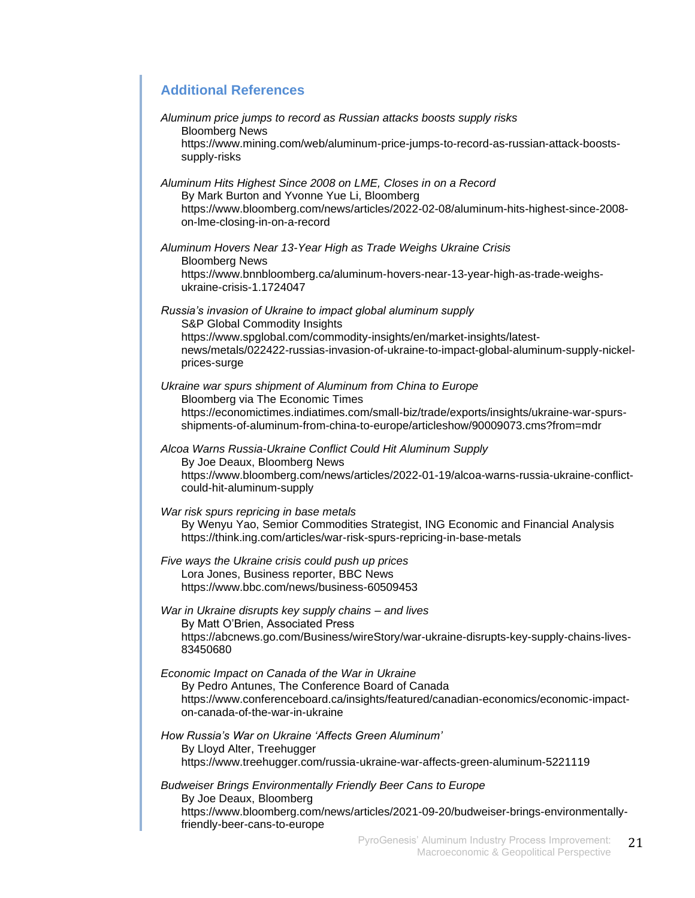## Additional References

*Aluminum price jumps to record as Russian attacks boosts supply risks*
Bloomberg News
https://www.mining.com/web/aluminum-price-jumps-to-record-as-russian-attack-boosts-supply-risks

*Aluminum Hits Highest Since 2008 on LME, Closes in on a Record*
By Mark Burton and Yvonne Yue Li, Bloomberg
https://www.bloomberg.com/news/articles/2022-02-08/aluminum-hits-highest-since-2008-on-lme-closing-in-on-a-record

*Aluminum Hovers Near 13-Year High as Trade Weighs Ukraine Crisis*
Bloomberg News
https://www.bnnbloomberg.ca/aluminum-hovers-near-13-year-high-as-trade-weighs-ukraine-crisis-1.1724047

*Russia's invasion of Ukraine to impact global aluminum supply*
S&P Global Commodity Insights
https://www.spglobal.com/commodity-insights/en/market-insights/latest-news/metals/022422-russias-invasion-of-ukraine-to-impact-global-aluminum-supply-nickel-prices-surge

*Ukraine war spurs shipment of Aluminum from China to Europe*
Bloomberg via The Economic Times
https://economictimes.indiatimes.com/small-biz/trade/exports/insights/ukraine-war-spurs-shipments-of-aluminum-from-china-to-europe/articleshow/90009073.cms?from=mdr

*Alcoa Warns Russia-Ukraine Conflict Could Hit Aluminum Supply*
By Joe Deaux, Bloomberg News
https://www.bloomberg.com/news/articles/2022-01-19/alcoa-warns-russia-ukraine-conflict-could-hit-aluminum-supply

*War risk spurs repricing in base metals*
By Wenyu Yao, Senior Commodities Strategist, ING Economic and Financial Analysis
https://think.ing.com/articles/war-risk-spurs-repricing-in-base-metals

*Five ways the Ukraine crisis could push up prices*
Lora Jones, Business reporter, BBC News
https://www.bbc.com/news/business-60509453

*War in Ukraine disrupts key supply chains – and lives*
By Matt O'Brien, Associated Press
https://abcnews.go.com/Business/wireStory/war-ukraine-disrupts-key-supply-chains-lives-83450680

*Economic Impact on Canada of the War in Ukraine*
By Pedro Antunes, The Conference Board of Canada
https://www.conferenceboard.ca/insights/featured/canadian-economics/economic-impact-on-canada-of-the-war-in-ukraine

*How Russia's War on Ukraine 'Affects Green Aluminum'*
By Lloyd Alter, Treehugger
https://www.treehugger.com/russia-ukraine-war-affects-green-aluminum-5221119

*Budweiser Brings Environmentally Friendly Beer Cans to Europe*
By Joe Deaux, Bloomberg
https://www.bloomberg.com/news/articles/2021-09-20/budweiser-brings-environmentally-friendly-beer-cans-to-europe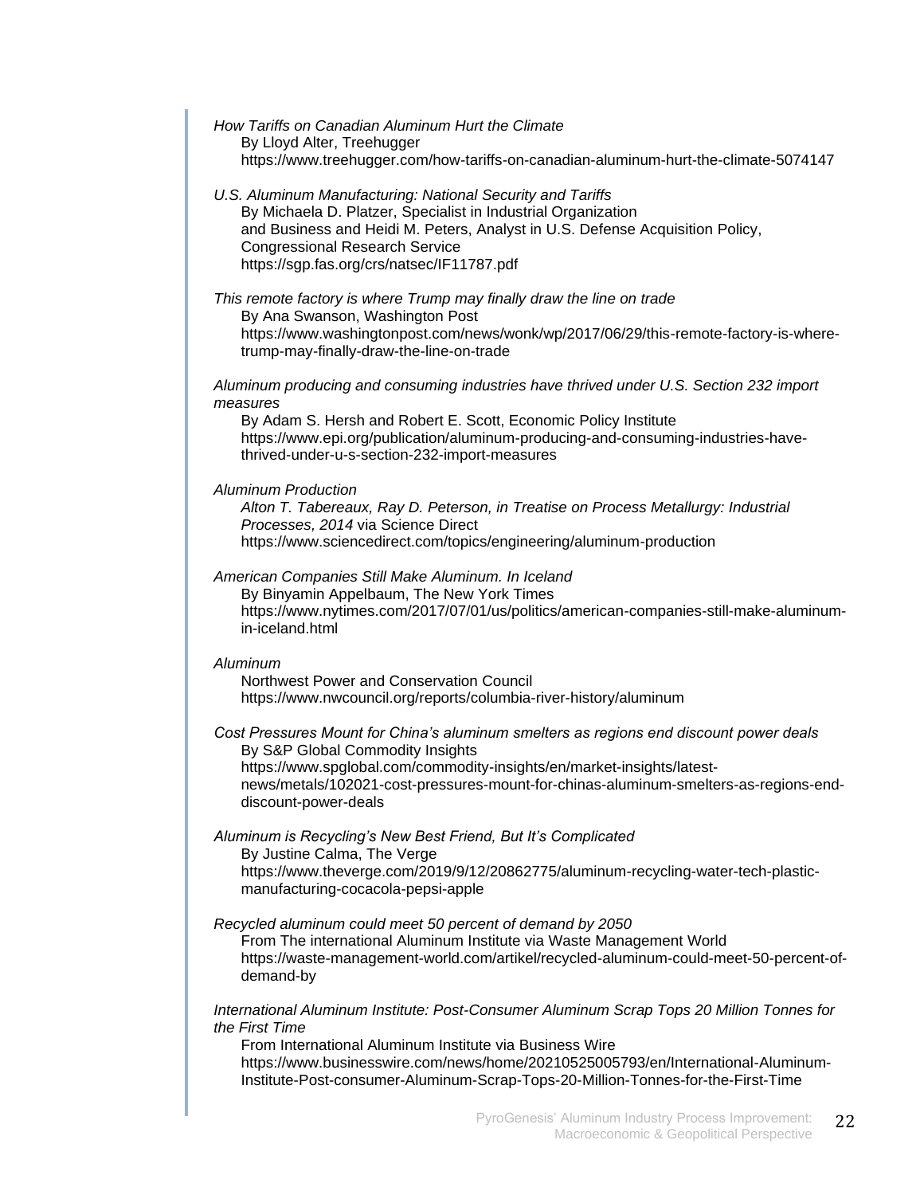*How Tariffs on Canadian Aluminum Hurt the Climate*
By Lloyd Alter, Treehugger
https://www.treehugger.com/how-tariffs-on-canadian-aluminum-hurt-the-climate-5074147

*U.S. Aluminum Manufacturing: National Security and Tariffs*
By Michaela D. Platzer, Specialist in Industrial Organization and Business and Heidi M. Peters, Analyst in U.S. Defense Acquisition Policy, Congressional Research Service
https://sgp.fas.org/crs/natsec/IF11787.pdf

*This remote factory is where Trump may finally draw the line on trade*
By Ana Swanson, Washington Post
https://www.washingtonpost.com/news/wonk/wp/2017/06/29/this-remote-factory-is-where-trump-may-finally-draw-the-line-on-trade

*Aluminum producing and consuming industries have thrived under U.S. Section 232 import measures*
By Adam S. Hersh and Robert E. Scott, Economic Policy Institute
https://www.epi.org/publication/aluminum-producing-and-consuming-industries-have-thrived-under-u-s-section-232-import-measures

*Aluminum Production*
*Alton T. Tabereaux, Ray D. Peterson, in Treatise on Process Metallurgy: Industrial Processes, 2014* via Science Direct
https://www.sciencedirect.com/topics/engineering/aluminum-production

*American Companies Still Make Aluminum. In Iceland*
By Binyamin Appelbaum, The New York Times
https://www.nytimes.com/2017/07/01/us/politics/american-companies-still-make-aluminum-in-iceland.html

*Aluminum*
Northwest Power and Conservation Council
https://www.nwcouncil.org/reports/columbia-river-history/aluminum

*Cost Pressures Mount for China's aluminum smelters as regions end discount power deals*
By S&P Global Commodity Insights
https://www.spglobal.com/commodity-insights/en/market-insights/latest-news/metals/102021-cost-pressures-mount-for-chinas-aluminum-smelters-as-regions-end-discount-power-deals

*Aluminum is Recycling's New Best Friend, But It's Complicated*
By Justine Calma, The Verge
https://www.theverge.com/2019/9/12/20862775/aluminum-recycling-water-tech-plastic-manufacturing-cocacola-pepsi-apple

*Recycled aluminum could meet 50 percent of demand by 2050*
From The international Aluminum Institute via Waste Management World
https://waste-management-world.com/artikel/recycled-aluminum-could-meet-50-percent-of-demand-by

*International Aluminum Institute: Post-Consumer Aluminum Scrap Tops 20 Million Tonnes for the First Time*
From International Aluminum Institute via Business Wire
https://www.businesswire.com/news/home/20210525005793/en/International-Aluminum-Institute-Post-consumer-Aluminum-Scrap-Tops-20-Million-Tonnes-for-the-First-Time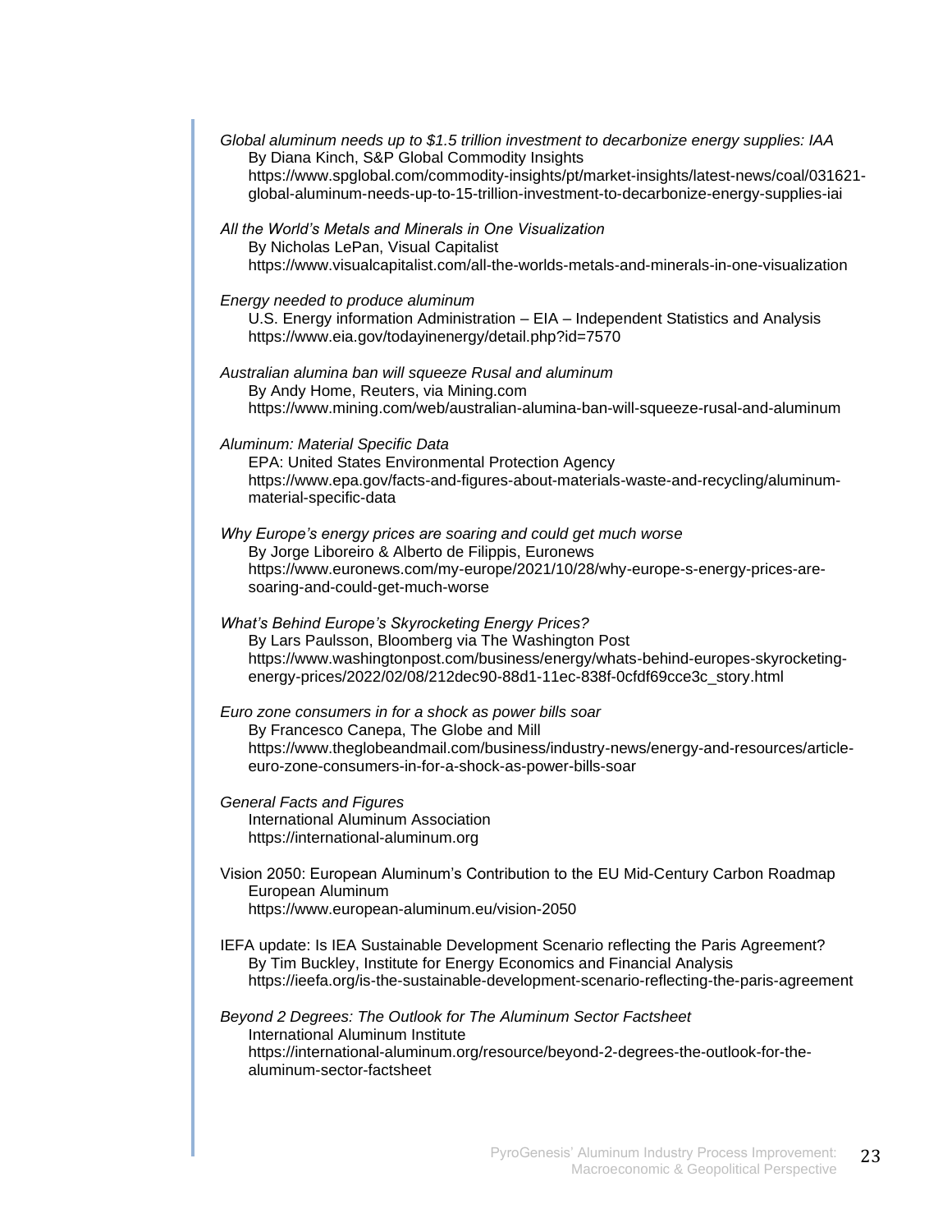*Global aluminum needs up to $1.5 trillion investment to decarbonize energy supplies: IAA*
By Diana Kinch, S&P Global Commodity Insights
https://www.spglobal.com/commodity-insights/pt/market-insights/latest-news/coal/031621-global-aluminum-needs-up-to-15-trillion-investment-to-decarbonize-energy-supplies-iai

*All the World's Metals and Minerals in One Visualization*
By Nicholas LePan, Visual Capitalist
https://www.visualcapitalist.com/all-the-worlds-metals-and-minerals-in-one-visualization

*Energy needed to produce aluminum*
U.S. Energy information Administration – EIA – Independent Statistics and Analysis
https://www.eia.gov/todayinenergy/detail.php?id=7570

*Australian alumina ban will squeeze Rusal and aluminum*
By Andy Home, Reuters, via Mining.com
https://www.mining.com/web/australian-alumina-ban-will-squeeze-rusal-and-aluminum

*Aluminum: Material Specific Data*
EPA: United States Environmental Protection Agency
https://www.epa.gov/facts-and-figures-about-materials-waste-and-recycling/aluminum-material-specific-data

*Why Europe's energy prices are soaring and could get much worse*
By Jorge Liboreiro & Alberto de Filippis, Euronews
https://www.euronews.com/my-europe/2021/10/28/why-europe-s-energy-prices-are-soaring-and-could-get-much-worse

*What's Behind Europe's Skyrocketing Energy Prices?*
By Lars Paulsson, Bloomberg via The Washington Post
https://www.washingtonpost.com/business/energy/whats-behind-europes-skyrocketing-energy-prices/2022/02/08/212dec90-88d1-11ec-838f-0cfdf69cce3c_story.html

*Euro zone consumers in for a shock as power bills soar*
By Francesco Canepa, The Globe and Mill
https://www.theglobeandmail.com/business/industry-news/energy-and-resources/article-euro-zone-consumers-in-for-a-shock-as-power-bills-soar

*General Facts and Figures*
International Aluminum Association
https://international-aluminum.org

Vision 2050: European Aluminum's Contribution to the EU Mid-Century Carbon Roadmap
European Aluminum
https://www.european-aluminum.eu/vision-2050

IEFA update: Is IEA Sustainable Development Scenario reflecting the Paris Agreement?
By Tim Buckley, Institute for Energy Economics and Financial Analysis
https://ieefa.org/is-the-sustainable-development-scenario-reflecting-the-paris-agreement

*Beyond 2 Degrees: The Outlook for The Aluminum Sector Factsheet*
International Aluminum Institute
https://international-aluminum.org/resource/beyond-2-degrees-the-outlook-for-the-aluminum-sector-factsheet